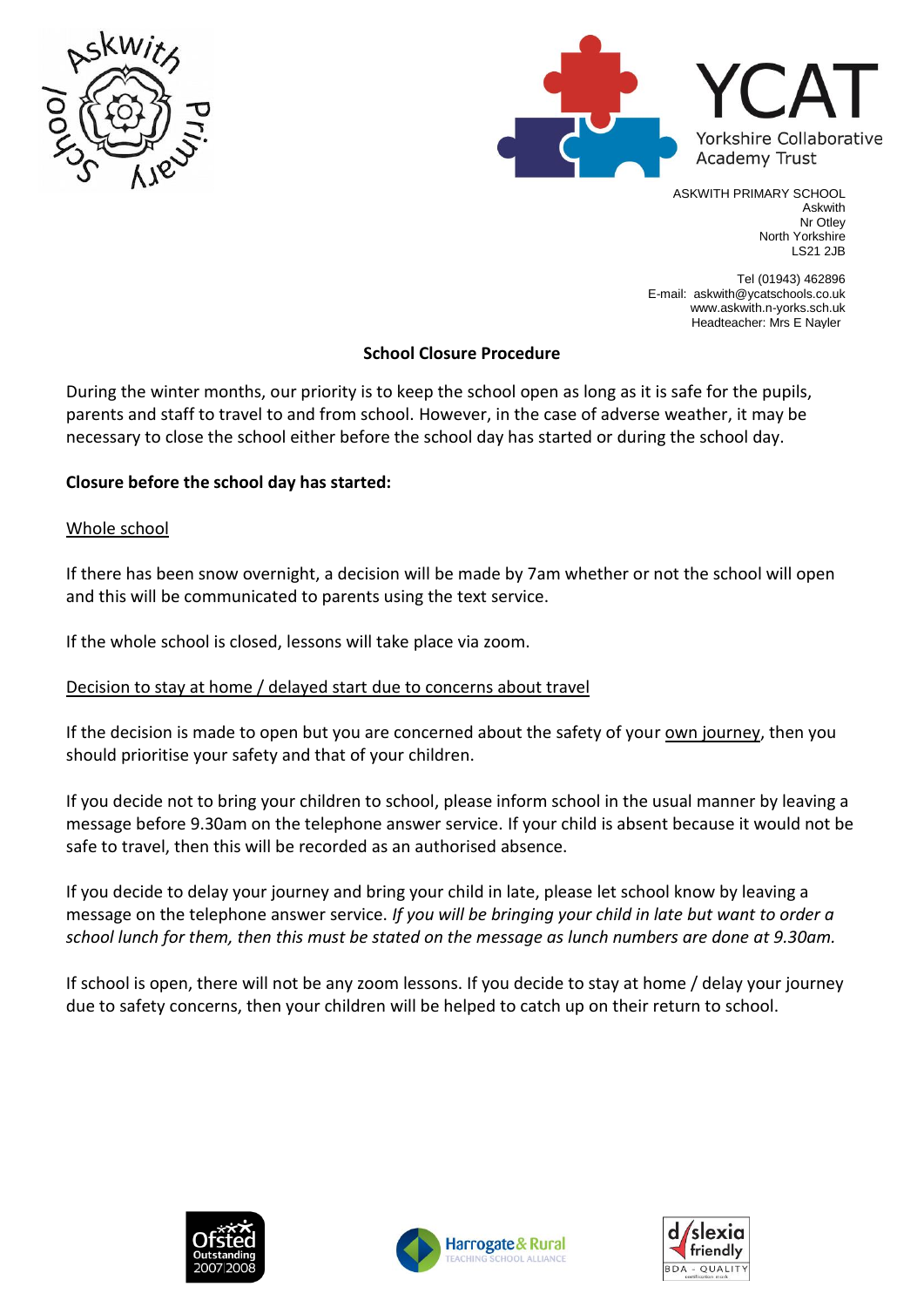ASKWITH PRIMARY SCHOOL
Askwith
Nr Otley
North Yorkshire
LS21 2JB

Tel (01943) 462896
E-mail: askwith@ycatschools.co.uk
www.askwith.n-yorks.sch.uk
Headteacher: Mrs E Nayler

## School Closure Procedure

During the winter months, our priority is to keep the school open as long as it is safe for the pupils, parents and staff to travel to and from school. However, in the case of adverse weather, it may be necessary to close the school either before the school day has started or during the school day.

### Closure before the school day has started:

<u>Whole school</u>

If there has been snow overnight, a decision will be made by 7am whether or not the school will open and this will be communicated to parents using the text service.

If the whole school is closed, lessons will take place via zoom.

<u>Decision to stay at home / delayed start due to concerns about travel</u>

If the decision is made to open but you are concerned about the safety of your <u>own journey</u>, then you should prioritise your safety and that of your children.

If you decide not to bring your children to school, please inform school in the usual manner by leaving a message before 9.30am on the telephone answer service. If your child is absent because it would not be safe to travel, then this will be recorded as an authorised absence.

If you decide to delay your journey and bring your child in late, please let school know by leaving a message on the telephone answer service. *If you will be bringing your child in late but want to order a school lunch for them, then this must be stated on the message as lunch numbers are done at 9.30am.*

If school is open, there will not be any zoom lessons. If you decide to stay at home / delay your journey due to safety concerns, then your children will be helped to catch up on their return to school.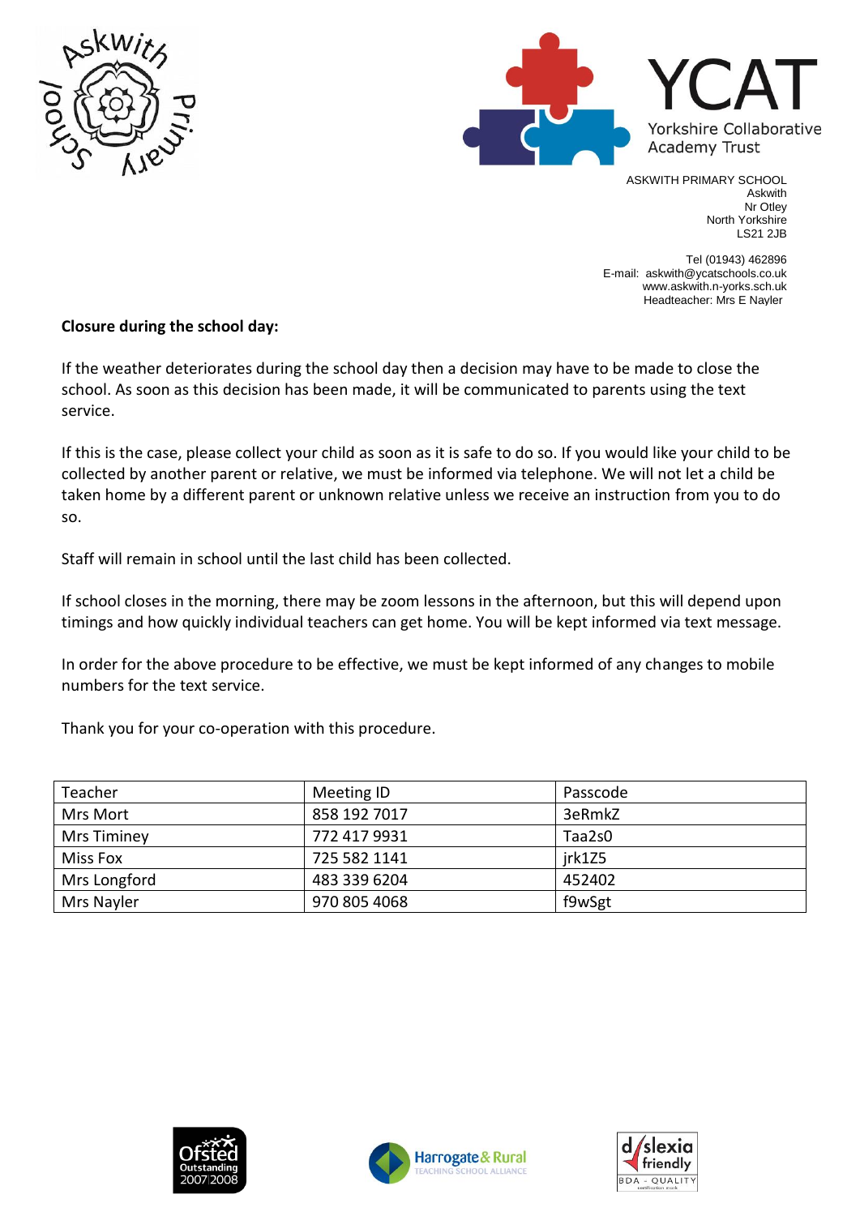ASKWITH PRIMARY SCHOOL
Askwith
Nr Otley
North Yorkshire
LS21 2JB

Tel (01943) 462896
E-mail: askwith@ycatschools.co.uk
www.askwith.n-yorks.sch.uk
Headteacher: Mrs E Nayler

**Closure during the school day:**

If the weather deteriorates during the school day then a decision may have to be made to close the school. As soon as this decision has been made, it will be communicated to parents using the text service.

If this is the case, please collect your child as soon as it is safe to do so. If you would like your child to be collected by another parent or relative, we must be informed via telephone. We will not let a child be taken home by a different parent or unknown relative unless we receive an instruction from you to do so.

Staff will remain in school until the last child has been collected.

If school closes in the morning, there may be zoom lessons in the afternoon, but this will depend upon timings and how quickly individual teachers can get home. You will be kept informed via text message.

In order for the above procedure to be effective, we must be kept informed of any changes to mobile numbers for the text service.

Thank you for your co-operation with this procedure.

| Teacher | Meeting ID | Passcode |
|---|---|---|
| Mrs Mort | 858 192 7017 | 3eRmkZ |
| Mrs Timiney | 772 417 9931 | Taa2s0 |
| Miss Fox | 725 582 1141 | jrk1Z5 |
| Mrs Longford | 483 339 6204 | 452402 |
| Mrs Nayler | 970 805 4068 | f9wSgt |